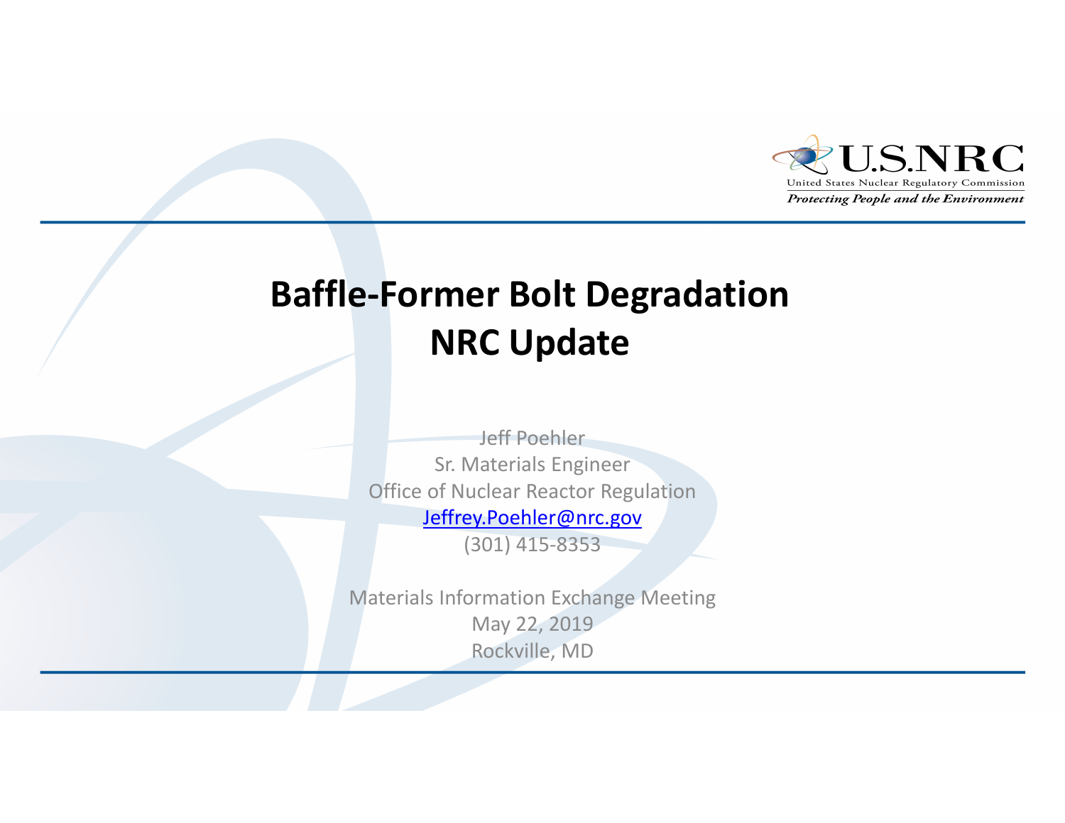U.S.NRC
United States Nuclear Regulatory Commission
*Protecting People and the Environment*

# Baffle-Former Bolt Degradation NRC Update

Jeff Poehler
Sr. Materials Engineer
Office of Nuclear Reactor Regulation
Jeffrey.Poehler@nrc.gov
(301) 415-8353

Materials Information Exchange Meeting
May 22, 2019
Rockville, MD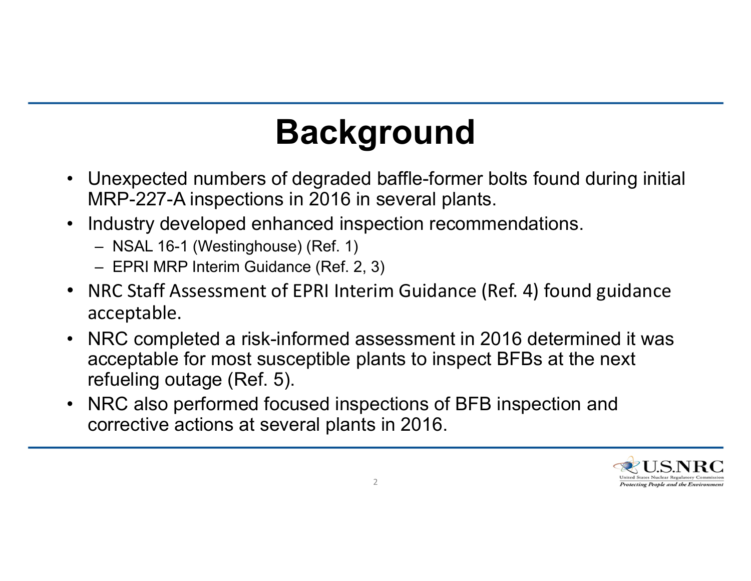# Background

- Unexpected numbers of degraded baffle-former bolts found during initial MRP-227-A inspections in 2016 in several plants.
- Industry developed enhanced inspection recommendations.
  - NSAL 16-1 (Westinghouse) (Ref. 1)
  - EPRI MRP Interim Guidance (Ref. 2, 3)
- NRC Staff Assessment of EPRI Interim Guidance (Ref. 4) found guidance acceptable.
- NRC completed a risk-informed assessment in 2016 determined it was acceptable for most susceptible plants to inspect BFBs at the next refueling outage (Ref. 5).
- NRC also performed focused inspections of BFB inspection and corrective actions at several plants in 2016.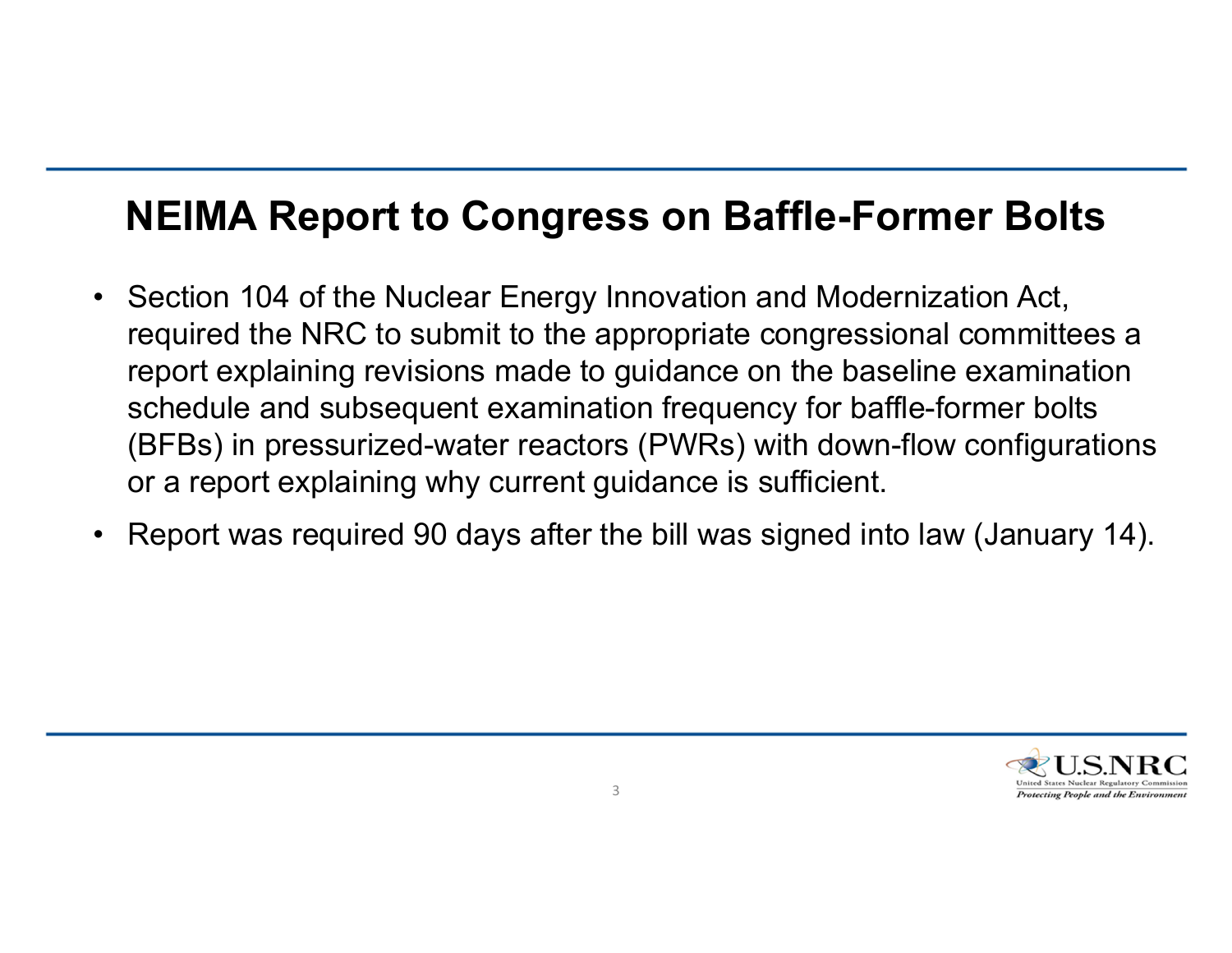# NEIMA Report to Congress on Baffle-Former Bolts

- Section 104 of the Nuclear Energy Innovation and Modernization Act, required the NRC to submit to the appropriate congressional committees a report explaining revisions made to guidance on the baseline examination schedule and subsequent examination frequency for baffle-former bolts (BFBs) in pressurized-water reactors (PWRs) with down-flow configurations or a report explaining why current guidance is sufficient.
- Report was required 90 days after the bill was signed into law (January 14).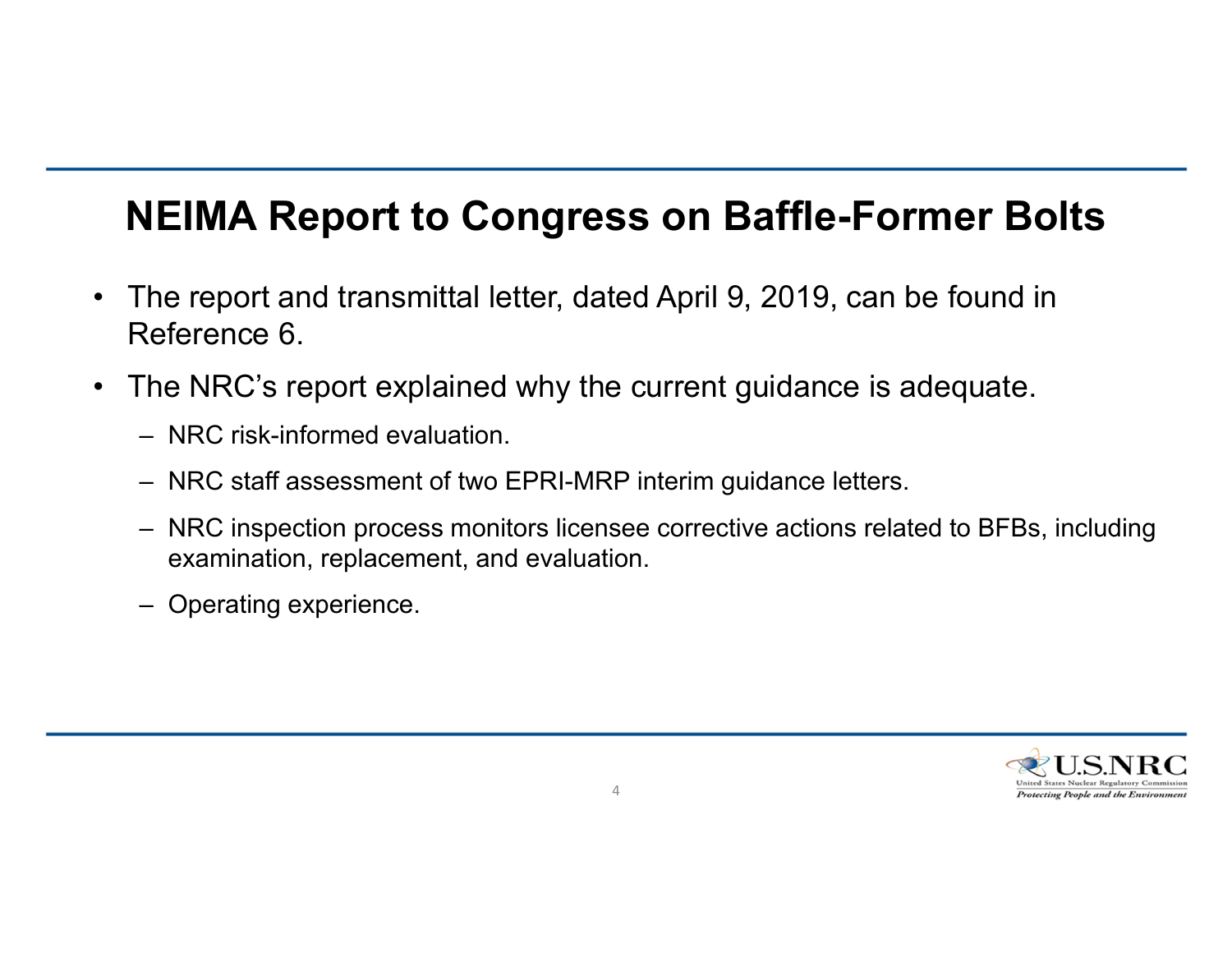# NEIMA Report to Congress on Baffle-Former Bolts

- The report and transmittal letter, dated April 9, 2019, can be found in Reference 6.
- The NRC's report explained why the current guidance is adequate.
  - NRC risk-informed evaluation.
  - NRC staff assessment of two EPRI-MRP interim guidance letters.
  - NRC inspection process monitors licensee corrective actions related to BFBs, including examination, replacement, and evaluation.
  - Operating experience.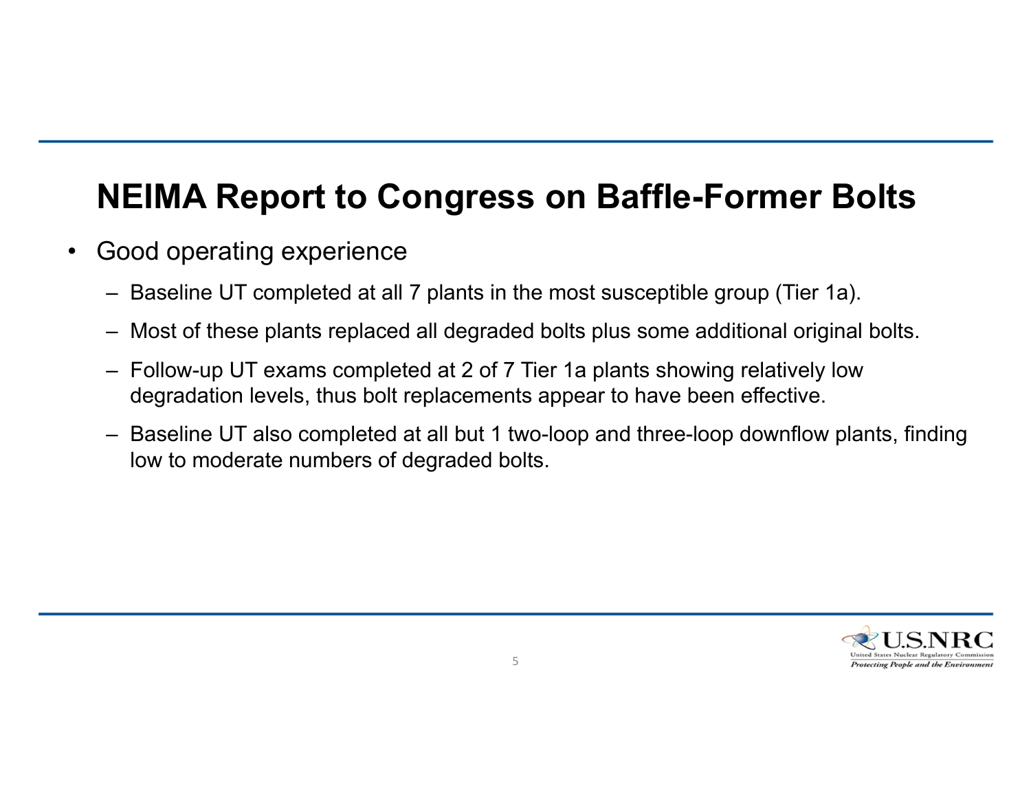# NEIMA Report to Congress on Baffle-Former Bolts

- Good operating experience
  - Baseline UT completed at all 7 plants in the most susceptible group (Tier 1a).
  - Most of these plants replaced all degraded bolts plus some additional original bolts.
  - Follow-up UT exams completed at 2 of 7 Tier 1a plants showing relatively low degradation levels, thus bolt replacements appear to have been effective.
  - Baseline UT also completed at all but 1 two-loop and three-loop downflow plants, finding low to moderate numbers of degraded bolts.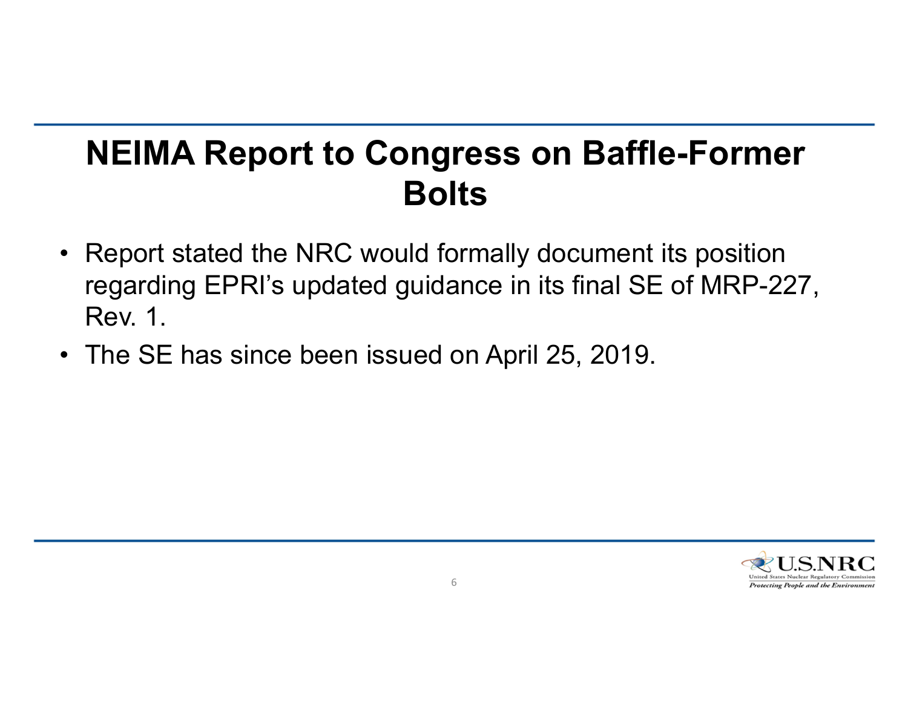# NEIMA Report to Congress on Baffle-Former Bolts

- Report stated the NRC would formally document its position regarding EPRI's updated guidance in its final SE of MRP-227, Rev. 1.
- The SE has since been issued on April 25, 2019.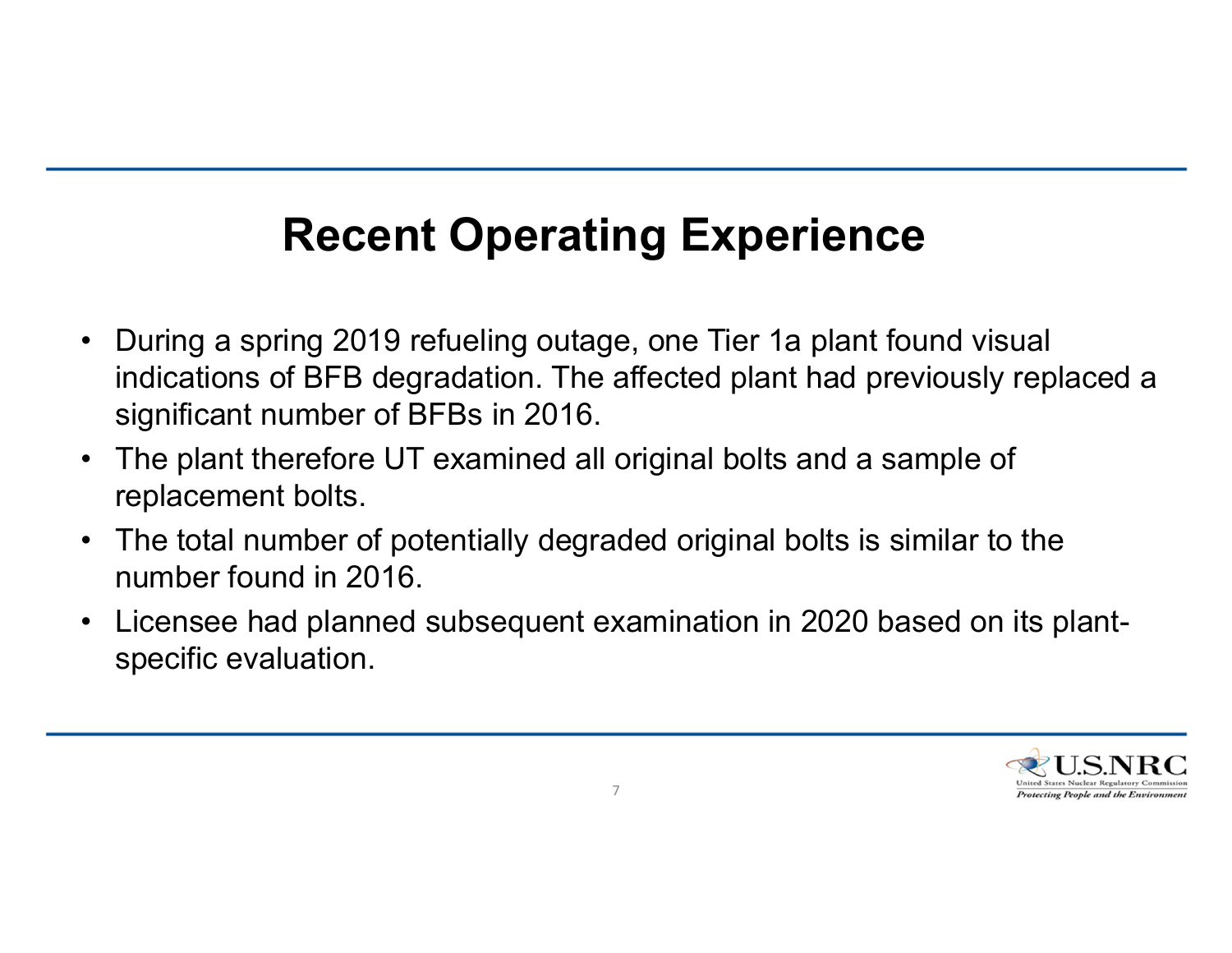# Recent Operating Experience

- During a spring 2019 refueling outage, one Tier 1a plant found visual indications of BFB degradation. The affected plant had previously replaced a significant number of BFBs in 2016.
- The plant therefore UT examined all original bolts and a sample of replacement bolts.
- The total number of potentially degraded original bolts is similar to the number found in 2016.
- Licensee had planned subsequent examination in 2020 based on its plant-specific evaluation.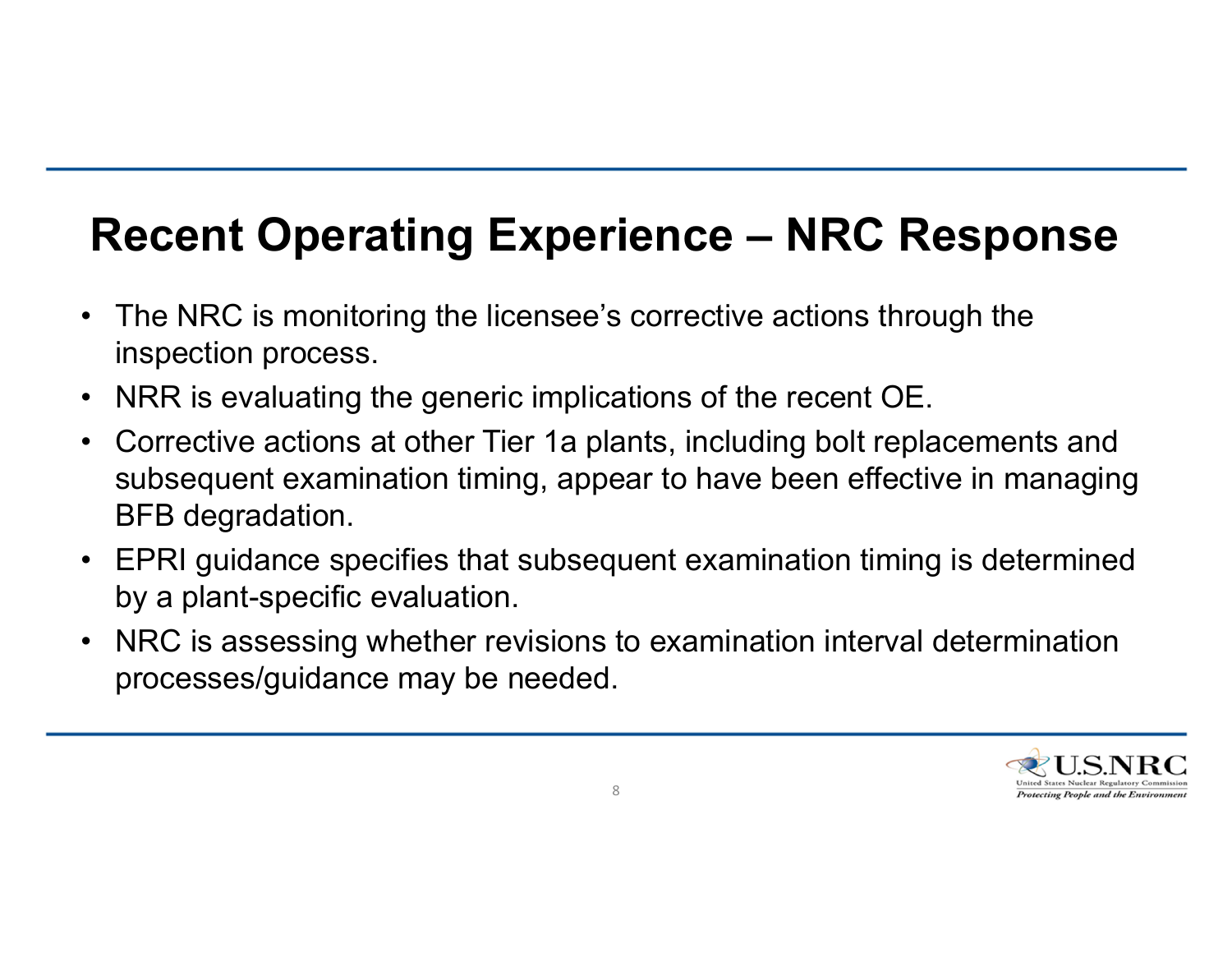# Recent Operating Experience – NRC Response

- The NRC is monitoring the licensee's corrective actions through the inspection process.
- NRR is evaluating the generic implications of the recent OE.
- Corrective actions at other Tier 1a plants, including bolt replacements and subsequent examination timing, appear to have been effective in managing BFB degradation.
- EPRI guidance specifies that subsequent examination timing is determined by a plant-specific evaluation.
- NRC is assessing whether revisions to examination interval determination processes/guidance may be needed.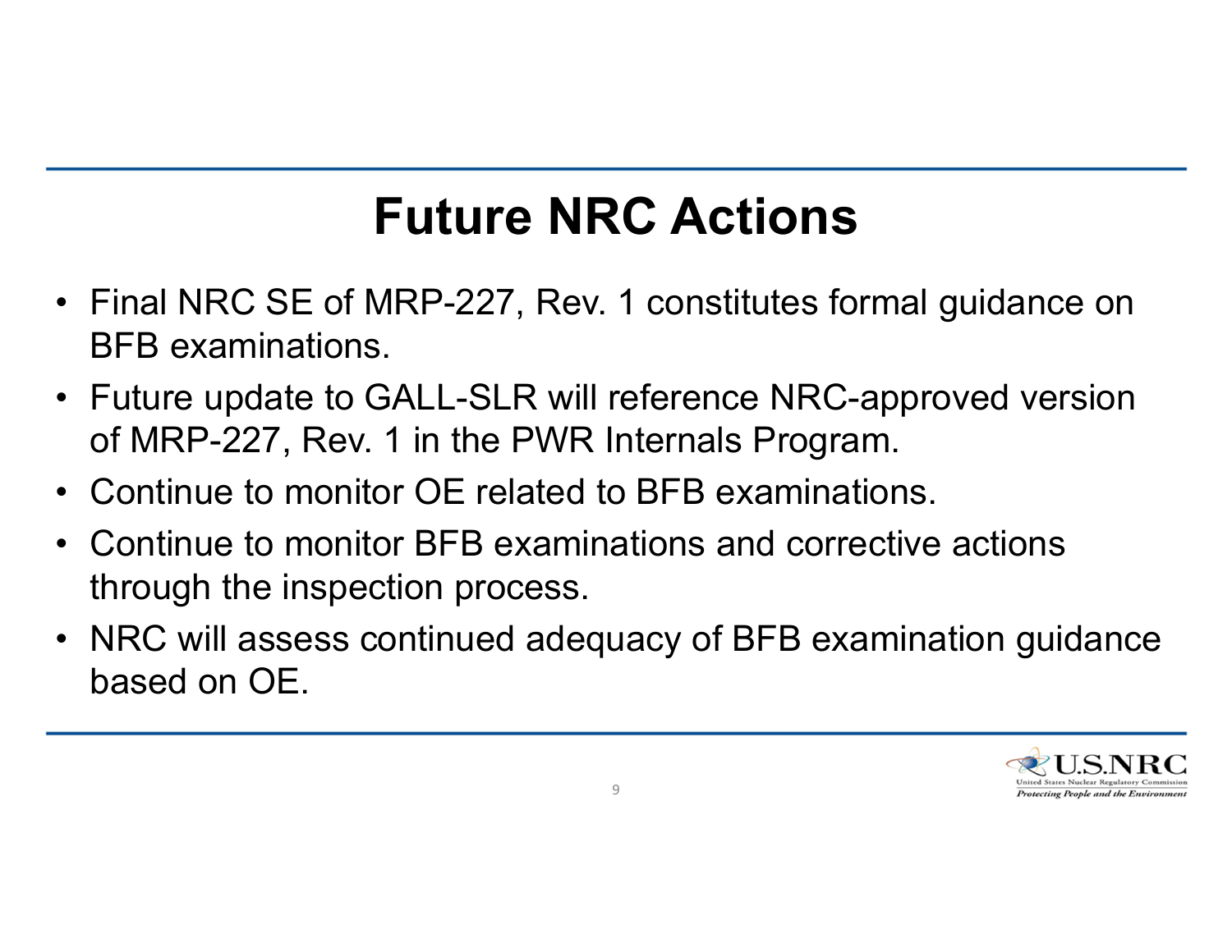# Future NRC Actions

- Final NRC SE of MRP-227, Rev. 1 constitutes formal guidance on BFB examinations.
- Future update to GALL-SLR will reference NRC-approved version of MRP-227, Rev. 1 in the PWR Internals Program.
- Continue to monitor OE related to BFB examinations.
- Continue to monitor BFB examinations and corrective actions through the inspection process.
- NRC will assess continued adequacy of BFB examination guidance based on OE.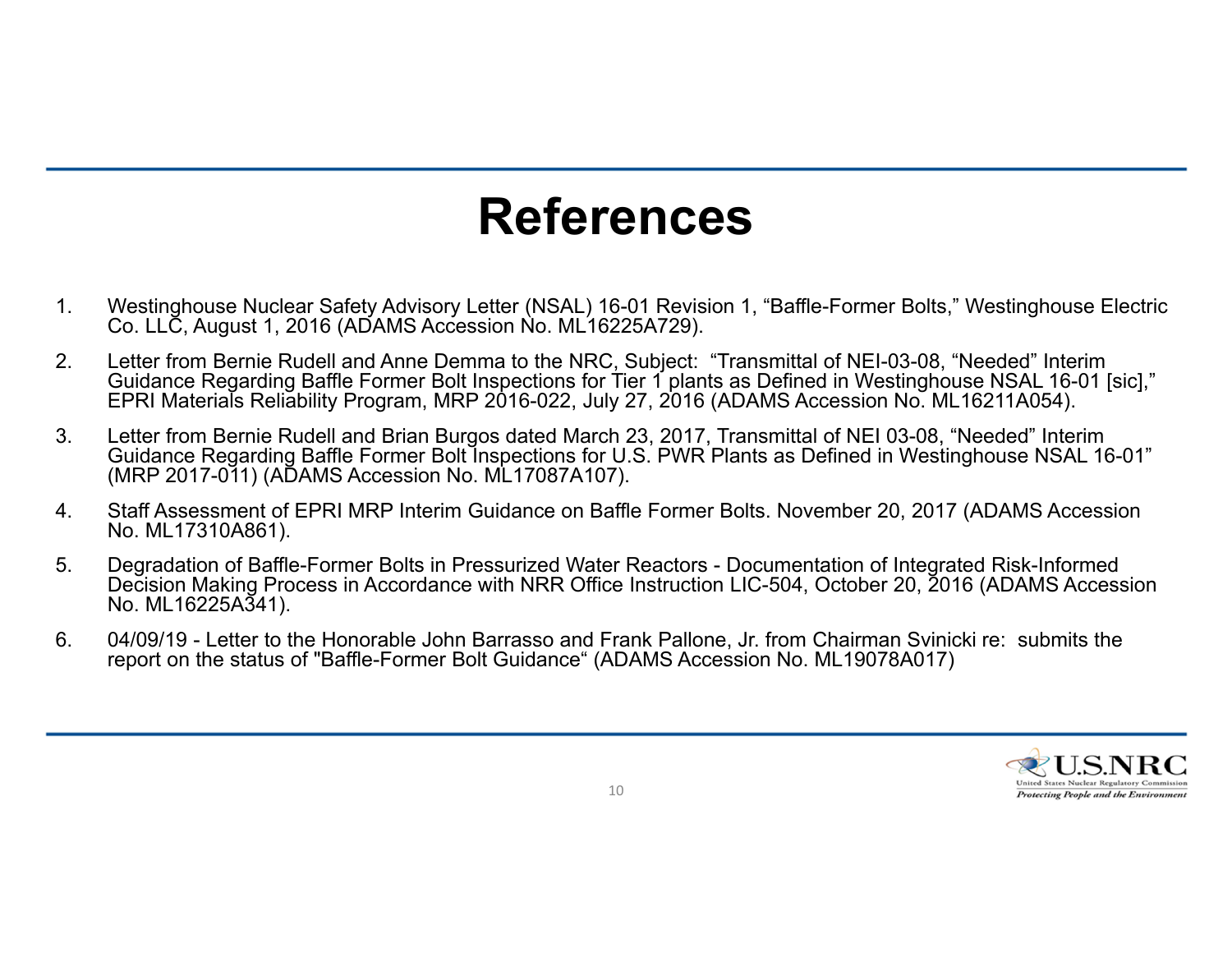# References

1. Westinghouse Nuclear Safety Advisory Letter (NSAL) 16-01 Revision 1, “Baffle-Former Bolts,” Westinghouse Electric Co. LLC, August 1, 2016 (ADAMS Accession No. ML16225A729).

2. Letter from Bernie Rudell and Anne Demma to the NRC, Subject: “Transmittal of NEI-03-08, “Needed” Interim Guidance Regarding Baffle Former Bolt Inspections for Tier 1 plants as Defined in Westinghouse NSAL 16-01 [sic],” EPRI Materials Reliability Program, MRP 2016-022, July 27, 2016 (ADAMS Accession No. ML16211A054).

3. Letter from Bernie Rudell and Brian Burgos dated March 23, 2017, Transmittal of NEI 03-08, “Needed” Interim Guidance Regarding Baffle Former Bolt Inspections for U.S. PWR Plants as Defined in Westinghouse NSAL 16-01” (MRP 2017-011) (ADAMS Accession No. ML17087A107).

4. Staff Assessment of EPRI MRP Interim Guidance on Baffle Former Bolts. November 20, 2017 (ADAMS Accession No. ML17310A861).

5. Degradation of Baffle-Former Bolts in Pressurized Water Reactors - Documentation of Integrated Risk-Informed Decision Making Process in Accordance with NRR Office Instruction LIC-504, October 20, 2016 (ADAMS Accession No. ML16225A341).

6. 04/09/19 - Letter to the Honorable John Barrasso and Frank Pallone, Jr. from Chairman Svinicki re: submits the report on the status of "Baffle-Former Bolt Guidance“ (ADAMS Accession No. ML19078A017)